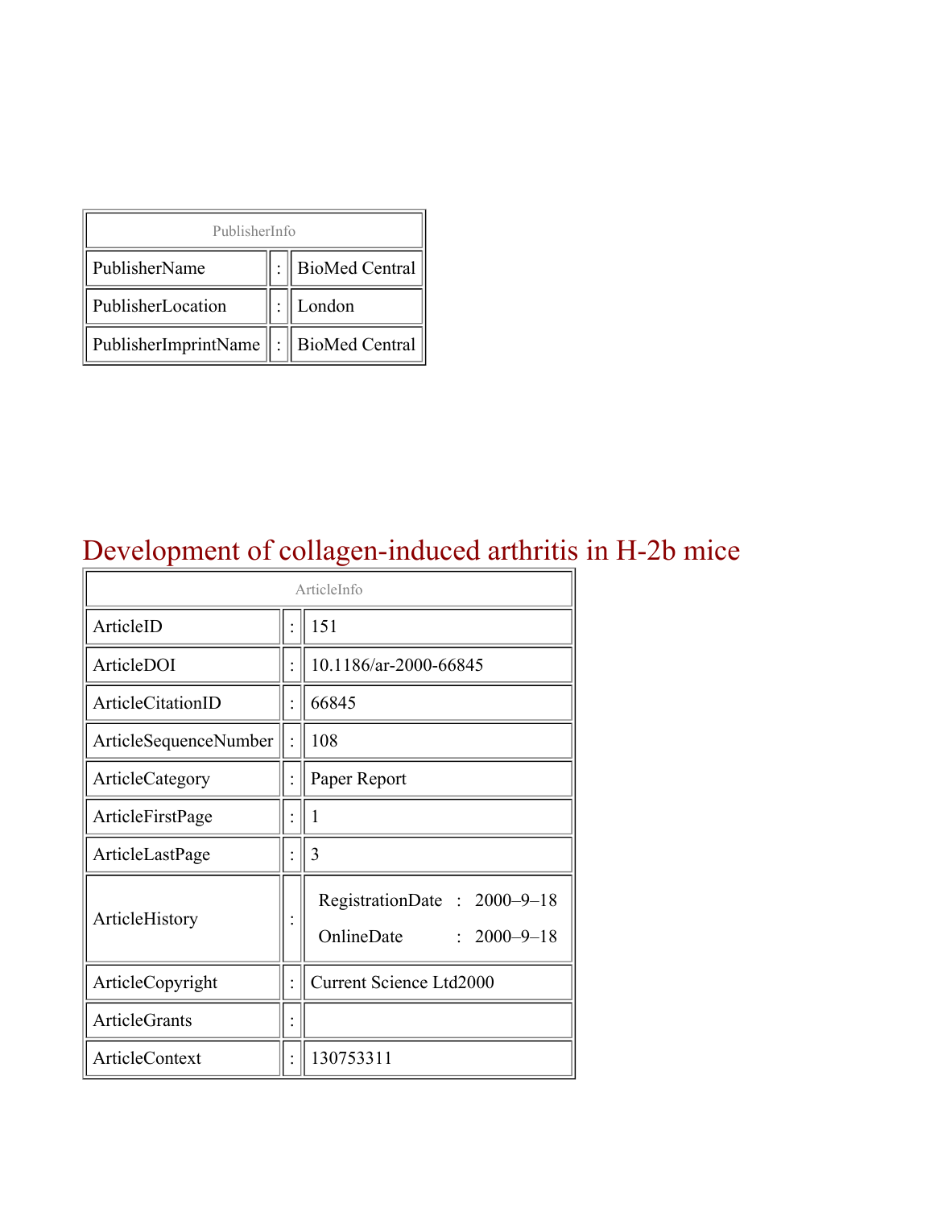| PublisherInfo | | |
|---|---|---|
| PublisherName | : | BioMed Central |
| PublisherLocation | : | London |
| PublisherImprintName | : | BioMed Central |

# Development of collagen-induced arthritis in H-2b mice

| ArticleInfo | | |
|---|---|---|
| ArticleID | : | 151 |
| ArticleDOI | : | 10.1186/ar-2000-66845 |
| ArticleCitationID | : | 66845 |
| ArticleSequenceNumber | : | 108 |
| ArticleCategory | : | Paper Report |
| ArticleFirstPage | : | 1 |
| ArticleLastPage | : | 3 |
| ArticleHistory | : | RegistrationDate : 2000–9–18<br>OnlineDate : 2000–9–18 |
| ArticleCopyright | : | Current Science Ltd2000 |
| ArticleGrants | : | |
| ArticleContext | : | 130753311 |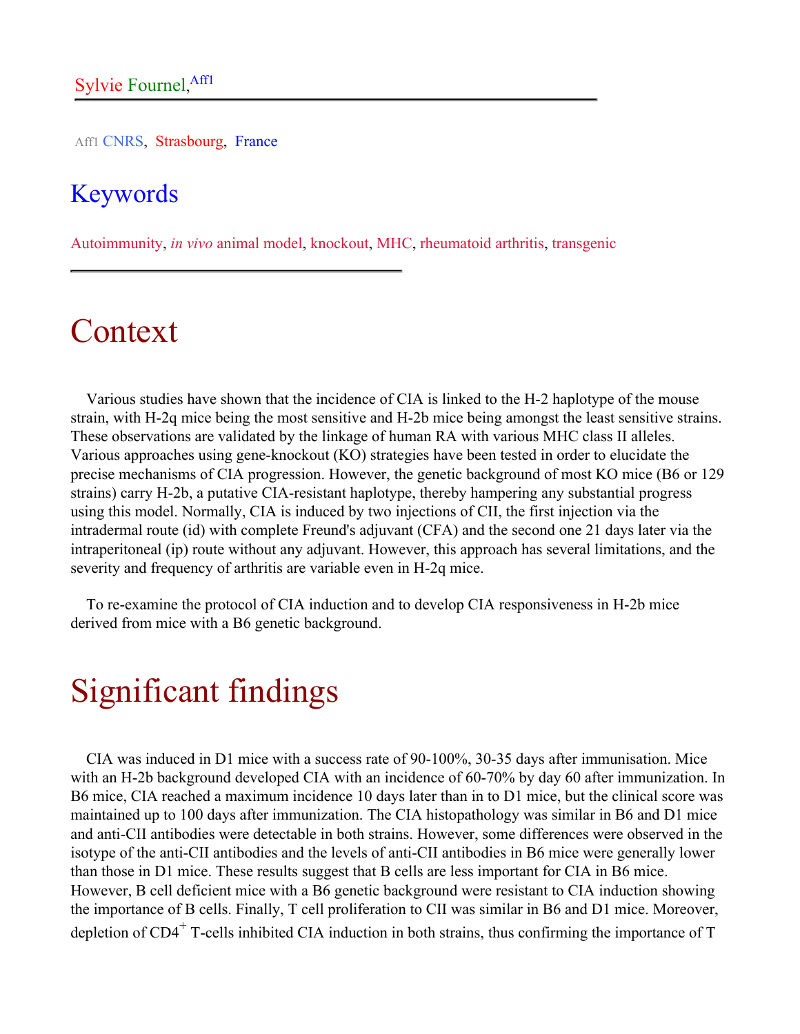Sylvie Fournel,[Aff1]

Aff1 CNRS, Strasbourg, France

## Keywords

Autoimmunity, *in vivo* animal model, knockout, MHC, rheumatoid arthritis, transgenic

# Context

Various studies have shown that the incidence of CIA is linked to the H-2 haplotype of the mouse strain, with H-2q mice being the most sensitive and H-2b mice being amongst the least sensitive strains. These observations are validated by the linkage of human RA with various MHC class II alleles. Various approaches using gene-knockout (KO) strategies have been tested in order to elucidate the precise mechanisms of CIA progression. However, the genetic background of most KO mice (B6 or 129 strains) carry H-2b, a putative CIA-resistant haplotype, thereby hampering any substantial progress using this model. Normally, CIA is induced by two injections of CII, the first injection via the intradermal route (id) with complete Freund's adjuvant (CFA) and the second one 21 days later via the intraperitoneal (ip) route without any adjuvant. However, this approach has several limitations, and the severity and frequency of arthritis are variable even in H-2q mice.

To re-examine the protocol of CIA induction and to develop CIA responsiveness in H-2b mice derived from mice with a B6 genetic background.

# Significant findings

CIA was induced in D1 mice with a success rate of 90-100%, 30-35 days after immunisation. Mice with an H-2b background developed CIA with an incidence of 60-70% by day 60 after immunization. In B6 mice, CIA reached a maximum incidence 10 days later than in to D1 mice, but the clinical score was maintained up to 100 days after immunization. The CIA histopathology was similar in B6 and D1 mice and anti-CII antibodies were detectable in both strains. However, some differences were observed in the isotype of the anti-CII antibodies and the levels of anti-CII antibodies in B6 mice were generally lower than those in D1 mice. These results suggest that B cells are less important for CIA in B6 mice. However, B cell deficient mice with a B6 genetic background were resistant to CIA induction showing the importance of B cells. Finally, T cell proliferation to CII was similar in B6 and D1 mice. Moreover, depletion of $CD4^+$ T-cells inhibited CIA induction in both strains, thus confirming the importance of T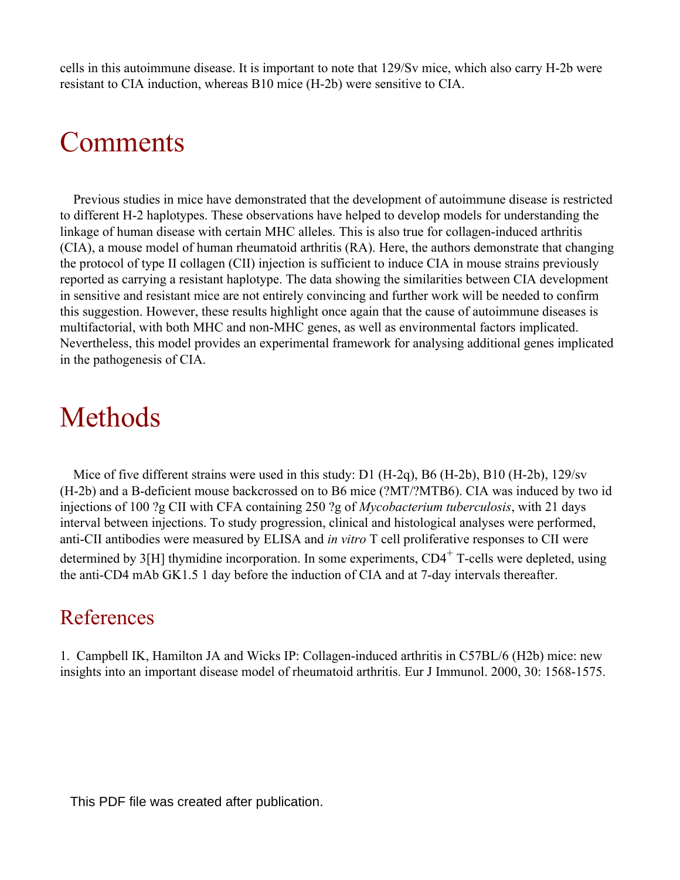cells in this autoimmune disease. It is important to note that 129/Sv mice, which also carry H-2b were resistant to CIA induction, whereas B10 mice (H-2b) were sensitive to CIA.

# Comments

Previous studies in mice have demonstrated that the development of autoimmune disease is restricted to different H-2 haplotypes. These observations have helped to develop models for understanding the linkage of human disease with certain MHC alleles. This is also true for collagen-induced arthritis (CIA), a mouse model of human rheumatoid arthritis (RA). Here, the authors demonstrate that changing the protocol of type II collagen (CII) injection is sufficient to induce CIA in mouse strains previously reported as carrying a resistant haplotype. The data showing the similarities between CIA development in sensitive and resistant mice are not entirely convincing and further work will be needed to confirm this suggestion. However, these results highlight once again that the cause of autoimmune diseases is multifactorial, with both MHC and non-MHC genes, as well as environmental factors implicated. Nevertheless, this model provides an experimental framework for analysing additional genes implicated in the pathogenesis of CIA.

# Methods

Mice of five different strains were used in this study: D1 (H-2q), B6 (H-2b), B10 (H-2b), 129/sv (H-2b) and a B-deficient mouse backcrossed on to B6 mice (?MT/?MTB6). CIA was induced by two id injections of 100 ?g CII with CFA containing 250 ?g of *Mycobacterium tuberculosis*, with 21 days interval between injections. To study progression, clinical and histological analyses were performed, anti-CII antibodies were measured by ELISA and *in vitro* T cell proliferative responses to CII were determined by 3[H] thymidine incorporation. In some experiments, $CD4^+$ T-cells were depleted, using the anti-CD4 mAb GK1.5 1 day before the induction of CIA and at 7-day intervals thereafter.

## References

1. Campbell IK, Hamilton JA and Wicks IP: Collagen-induced arthritis in C57BL/6 (H2b) mice: new insights into an important disease model of rheumatoid arthritis. Eur J Immunol. 2000, 30: 1568-1575.

This PDF file was created after publication.